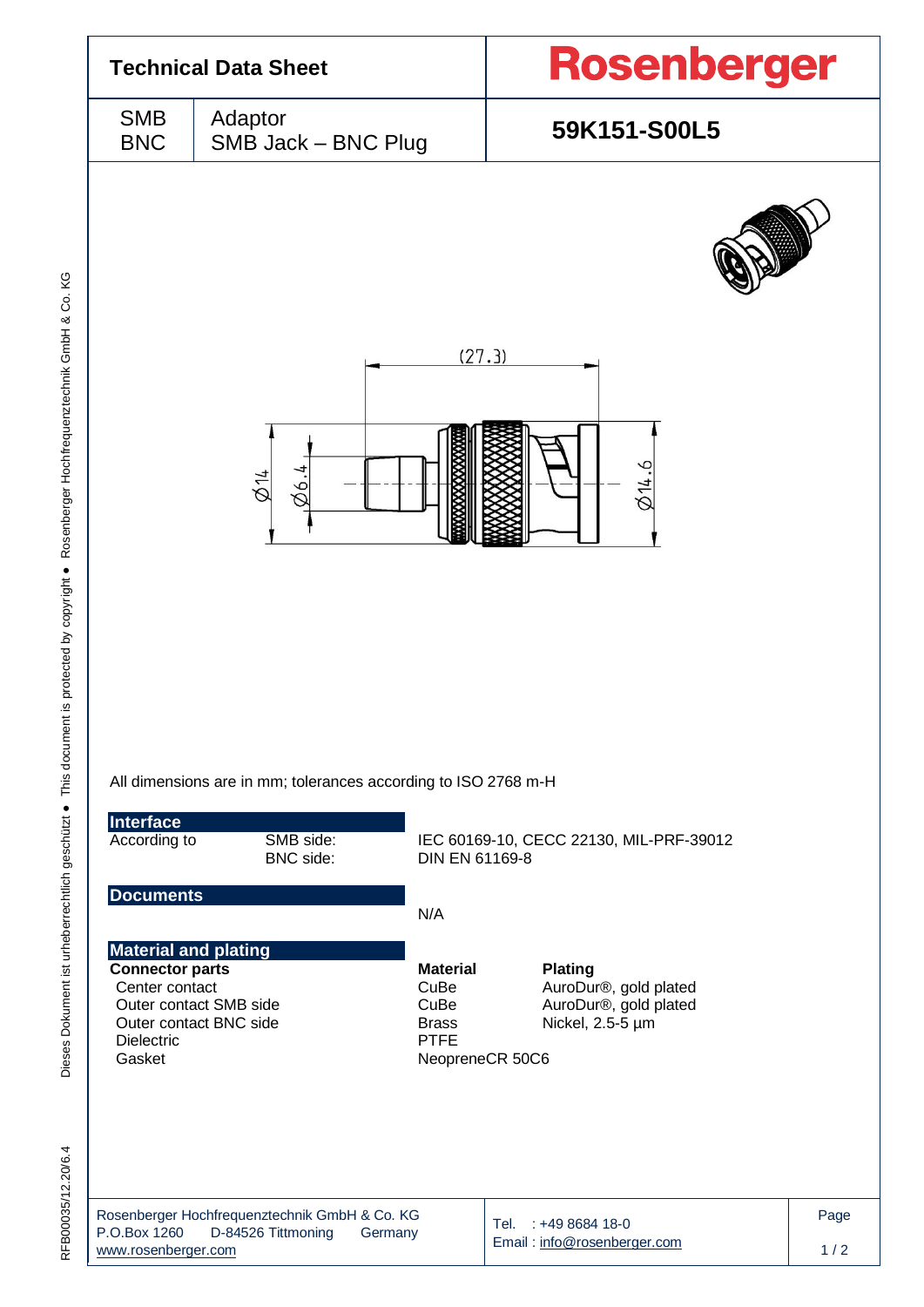# Technical Data Sheet

**Rosenberger**

| SMB<br>BNC | Adaptor<br>SMB Jack – BNC Plug | **59K151-S00L5** |
|---|---|---|

All dimensions are in mm; tolerances according to ISO 2768 m-H

## Interface

| According to | SMB side: | IEC 60169-10, CECC 22130, MIL-PRF-39012 |
|---|---|---|
| | BNC side: | DIN EN 61169-8 |

## Documents

N/A

## Material and plating

| Connector parts | Material | Plating |
|---|---|---|
| Center contact | CuBe | AuroDur®, gold plated |
| Outer contact SMB side | CuBe | AuroDur®, gold plated |
| Outer contact BNC side | Brass | Nickel, 2.5-5 µm |
| Dielectric | PTFE | |
| Gasket | NeopreneCR 50C6 | |

Rosenberger Hochfrequenztechnik GmbH & Co. KG
P.O.Box 1260 D-84526 Tittmoning Germany
www.rosenberger.com

Tel. : +49 8684 18-0
Email : info@rosenberger.com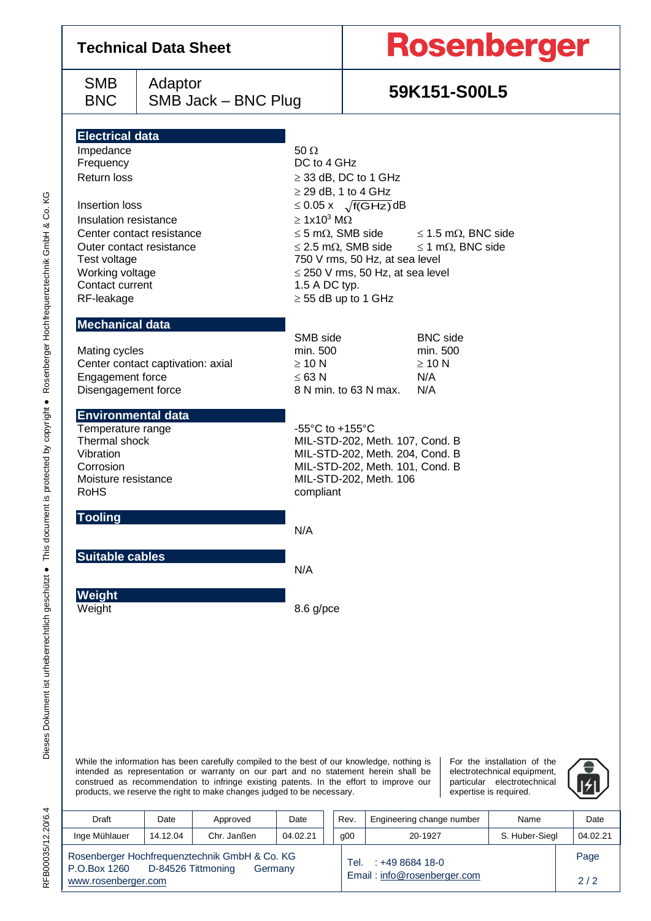# Technical Data Sheet

**Rosenberger**

| | | |
|---|---|---|
| SMB<br>BNC | Adaptor<br>SMB Jack – BNC Plug | **59K151-S00L5** |

## Electrical data

| | | |
|---|---|---|
| Impedance | 50 Ω | |
| Frequency | DC to 4 GHz | |
| Return loss | ≥ 33 dB, DC to 1 GHz<br>≥ 29 dB, 1 to 4 GHz | |
| Insertion loss | ≤ 0.05 x $\sqrt{f(GHz)}$ dB | |
| Insulation resistance | ≥ 1x10$^3$ MΩ | |
| Center contact resistance | ≤ 5 mΩ, SMB side | ≤ 1.5 mΩ, BNC side |
| Outer contact resistance | ≤ 2.5 mΩ, SMB side | ≤ 1 mΩ, BNC side |
| Test voltage | 750 V rms, 50 Hz, at sea level | |
| Working voltage | ≤ 250 V rms, 50 Hz, at sea level | |
| Contact current | 1.5 A DC typ. | |
| RF-leakage | ≥ 55 dB up to 1 GHz | |

## Mechanical data

| | SMB side | BNC side |
|---|---|---|
| Mating cycles | min. 500 | min. 500 |
| Center contact captivation: axial | ≥ 10 N | ≥ 10 N |
| Engagement force | ≤ 63 N | N/A |
| Disengagement force | 8 N min. to 63 N max. | N/A |

## Environmental data

| | |
|---|---|
| Temperature range | -55°C to +155°C |
| Thermal shock | MIL-STD-202, Meth. 107, Cond. B |
| Vibration | MIL-STD-202, Meth. 204, Cond. B |
| Corrosion | MIL-STD-202, Meth. 101, Cond. B |
| Moisture resistance | MIL-STD-202, Meth. 106 |
| RoHS | compliant |

## Tooling

N/A

## Suitable cables

N/A

## Weight

| | |
|---|---|
| Weight | 8.6 g/pce |

While the information has been carefully compiled to the best of our knowledge, nothing is intended as representation or warranty on our part and no statement herein shall be construed as recommendation to infringe existing patents. In the effort to improve our products, we reserve the right to make changes judged to be necessary.

For the installation of the electrotechnical equipment, particular electrotechnical expertise is required.

| Draft | Date | Approved | Date | Rev. | Engineering change number | Name | Date |
|---|---|---|---|---|---|---|---|
| Inge Mühlauer | 14.12.04 | Chr. Janßen | 04.02.21 | g00 | 20-1927 | S. Huber-Siegl | 04.02.21 |

Rosenberger Hochfrequenztechnik GmbH & Co. KG
P.O.Box 1260 D-84526 Tittmoning Germany
www.rosenberger.com

Tel. : +49 8684 18-0
Email : info@rosenberger.com

RFB00035/12.20/6.4

Dieses Dokument ist urheberrechtlich geschützt ● This document is protected by copyright ● Rosenberger Hochfrequenztechnik GmbH & Co. KG